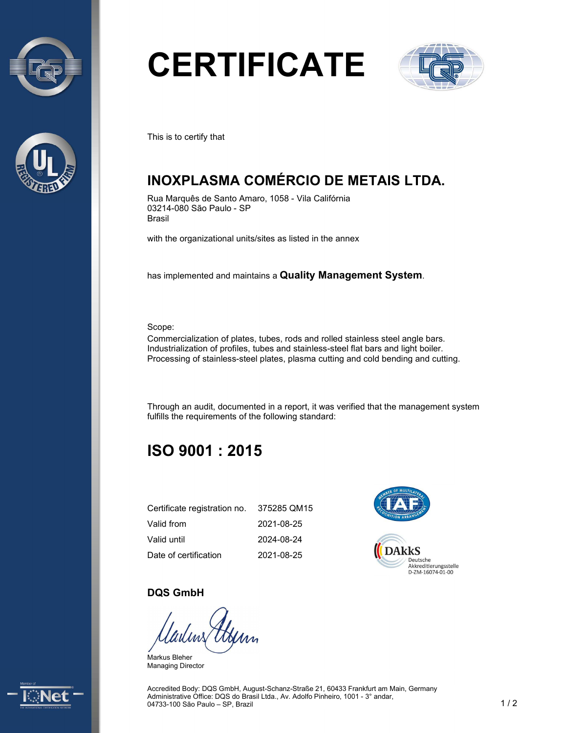# CERTIFICATE

This is to certify that

## INOXPLASMA COMÉRCIO DE METAIS LTDA.

Rua Marquês de Santo Amaro, 1058 - Vila Califórnia
03214-080 São Paulo - SP
Brasil

with the organizational units/sites as listed in the annex

has implemented and maintains a **Quality Management System**.

Scope:
Commercialization of plates, tubes, rods and rolled stainless steel angle bars.
Industrialization of profiles, tubes and stainless-steel flat bars and light boiler.
Processing of stainless-steel plates, plasma cutting and cold bending and cutting.

Through an audit, documented in a report, it was verified that the management system fulfills the requirements of the following standard:

## ISO 9001 : 2015

| | |
|---|---|
| Certificate registration no. | 375285 QM15 |
| Valid from | 2021-08-25 |
| Valid until | 2024-08-24 |
| Date of certification | 2021-08-25 |

DAkkS Deutsche Akkreditierungsstelle D-ZM-16074-01-00

**DQS GmbH**

Markus Bleher
Managing Director

Accredited Body: DQS GmbH, August-Schanz-Straße 21, 60433 Frankfurt am Main, Germany
Administrative Office: DQS do Brasil Ltda., Av. Adolfo Pinheiro, 1001 - 3° andar,
04733-100 São Paulo – SP, Brazil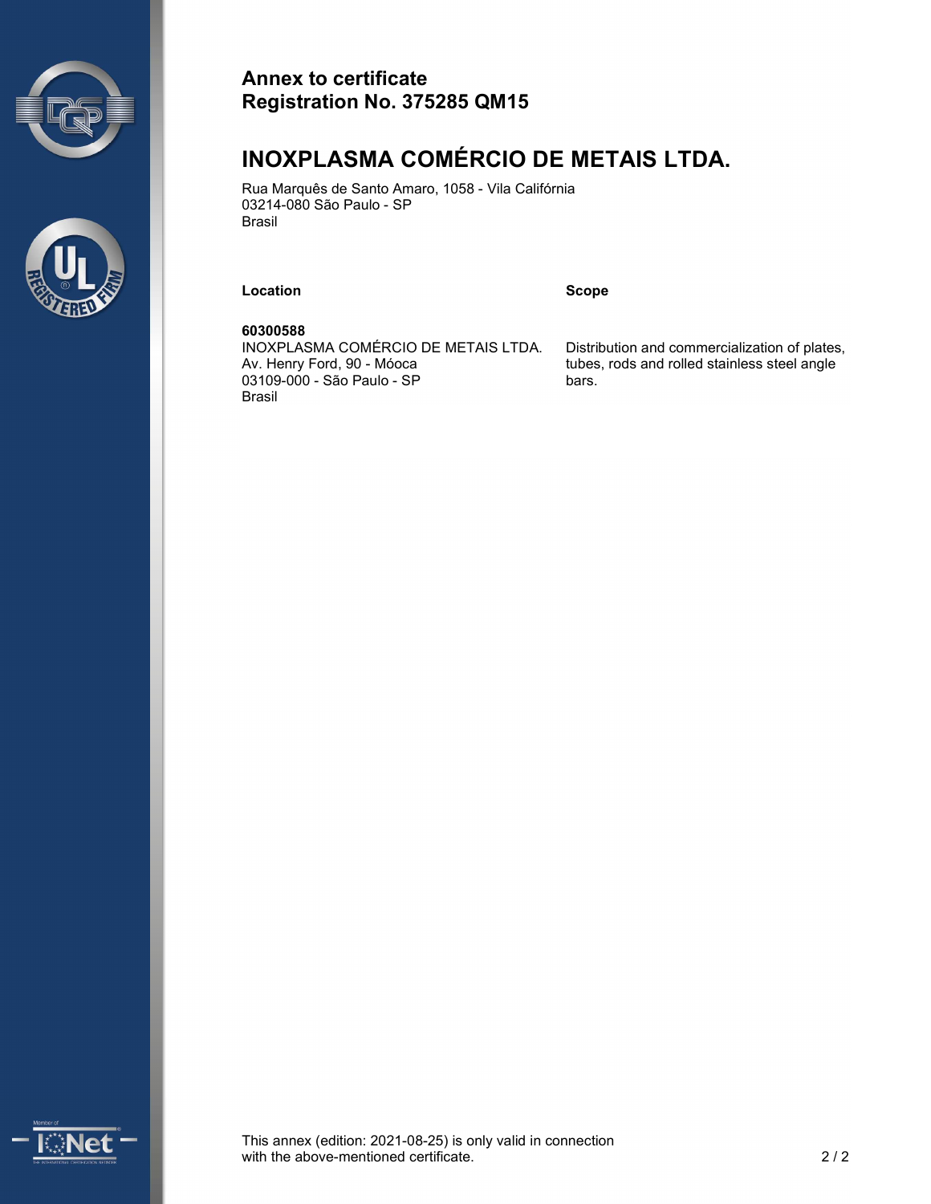## Annex to certificate
## Registration No. 375285 QM15

# INOXPLASMA COMÉRCIO DE METAIS LTDA.

Rua Marquês de Santo Amaro, 1058 - Vila Califórnia
03214-080 São Paulo - SP
Brasil

| Location | Scope |
| --- | --- |
| **60300588**<br>INOXPLASMA COMÉRCIO DE METAIS LTDA.<br>Av. Henry Ford, 90 - Móoca<br>03109-000 - São Paulo - SP<br>Brasil | Distribution and commercialization of plates, tubes, rods and rolled stainless steel angle bars. |

This annex (edition: 2021-08-25) is only valid in connection with the above-mentioned certificate.